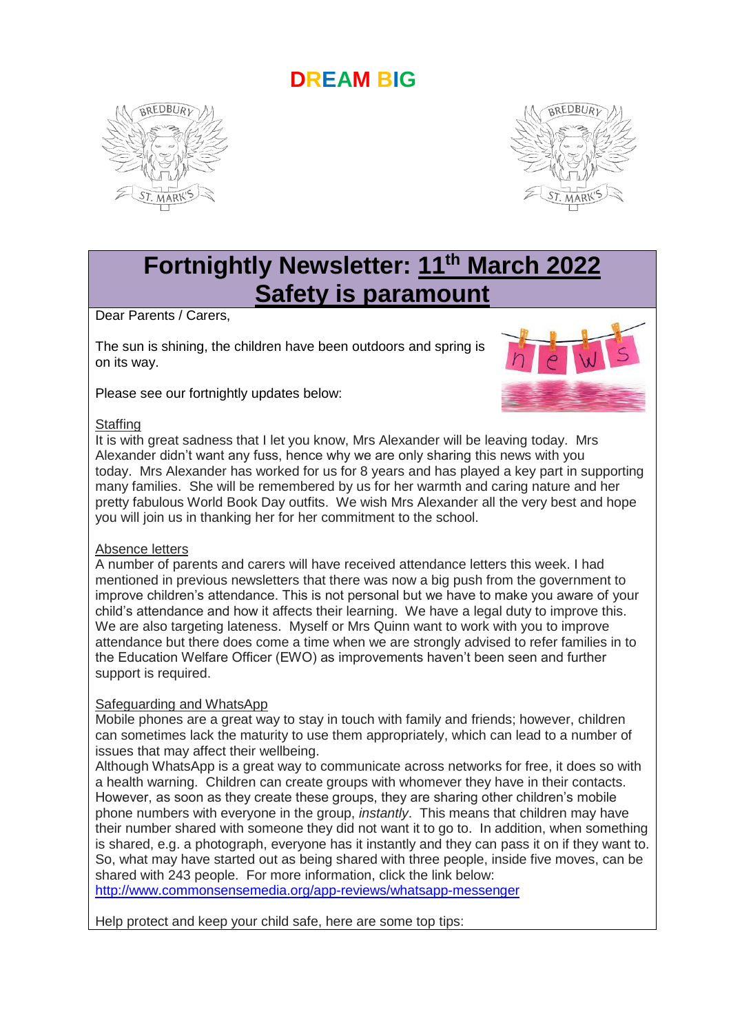# DREAM BIG

## Fortnightly Newsletter: 11th March 2022
## Safety is paramount

Dear Parents / Carers,

The sun is shining, the children have been outdoors and spring is on its way.

Please see our fortnightly updates below:

Staffing

It is with great sadness that I let you know, Mrs Alexander will be leaving today. Mrs Alexander didn't want any fuss, hence why we are only sharing this news with you today. Mrs Alexander has worked for us for 8 years and has played a key part in supporting many families. She will be remembered by us for her warmth and caring nature and her pretty fabulous World Book Day outfits. We wish Mrs Alexander all the very best and hope you will join us in thanking her for her commitment to the school.

Absence letters

A number of parents and carers will have received attendance letters this week. I had mentioned in previous newsletters that there was now a big push from the government to improve children's attendance. This is not personal but we have to make you aware of your child's attendance and how it affects their learning. We have a legal duty to improve this. We are also targeting lateness. Myself or Mrs Quinn want to work with you to improve attendance but there does come a time when we are strongly advised to refer families in to the Education Welfare Officer (EWO) as improvements haven't been seen and further support is required.

Safeguarding and WhatsApp

Mobile phones are a great way to stay in touch with family and friends; however, children can sometimes lack the maturity to use them appropriately, which can lead to a number of issues that may affect their wellbeing.

Although WhatsApp is a great way to communicate across networks for free, it does so with a health warning. Children can create groups with whomever they have in their contacts. However, as soon as they create these groups, they are sharing other children's mobile phone numbers with everyone in the group, *instantly*. This means that children may have their number shared with someone they did not want it to go to. In addition, when something is shared, e.g. a photograph, everyone has it instantly and they can pass it on if they want to. So, what may have started out as being shared with three people, inside five moves, can be shared with 243 people. For more information, click the link below:
http://www.commonsensemedia.org/app-reviews/whatsapp-messenger

Help protect and keep your child safe, here are some top tips: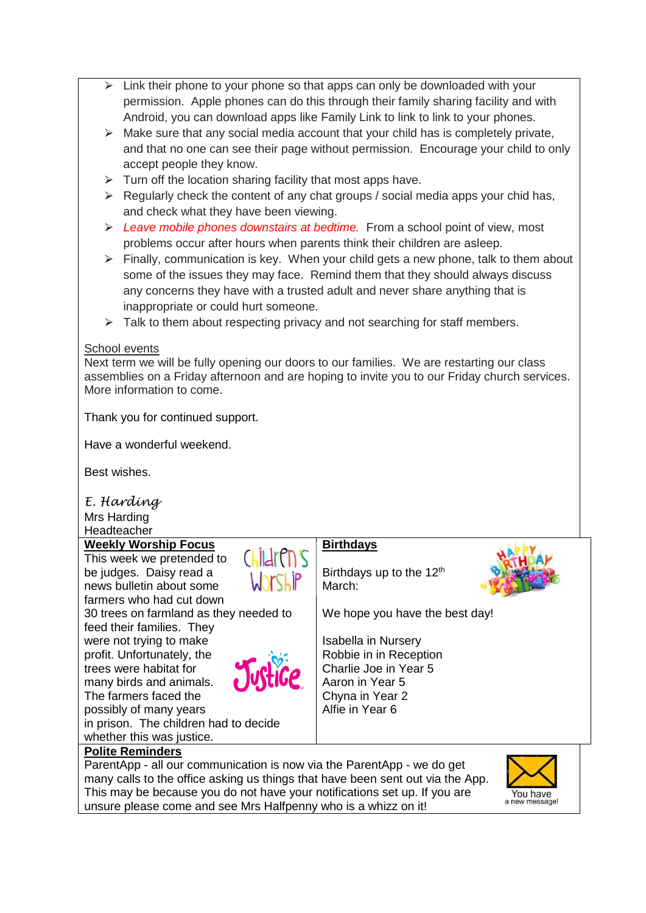- Link their phone to your phone so that apps can only be downloaded with your permission. Apple phones can do this through their family sharing facility and with Android, you can download apps like Family Link to link to link to your phones.
- Make sure that any social media account that your child has is completely private, and that no one can see their page without permission. Encourage your child to only accept people they know.
- Turn off the location sharing facility that most apps have.
- Regularly check the content of any chat groups / social media apps your chid has, and check what they have been viewing.
- *Leave mobile phones downstairs at bedtime.* From a school point of view, most problems occur after hours when parents think their children are asleep.
- Finally, communication is key. When your child gets a new phone, talk to them about some of the issues they may face. Remind them that they should always discuss any concerns they have with a trusted adult and never share anything that is inappropriate or could hurt someone.
- Talk to them about respecting privacy and not searching for staff members.

School events

Next term we will be fully opening our doors to our families. We are restarting our class assemblies on a Friday afternoon and are hoping to invite you to our Friday church services. More information to come.

Thank you for continued support.

Have a wonderful weekend.

Best wishes.

*E. Harding*
Mrs Harding
Headteacher

**Weekly Worship Focus**

This week we pretended to be judges. Daisy read a news bulletin about some farmers who had cut down 30 trees on farmland as they needed to feed their families. They were not trying to make profit. Unfortunately, the trees were habitat for many birds and animals. The farmers faced the possibly of many years in prison. The children had to decide whether this was justice.

**Birthdays**

Birthdays up to the 12th March:

We hope you have the best day!

Isabella in Nursery
Robbie in in Reception
Charlie Joe in Year 5
Aaron in Year 5
Chyna in Year 2
Alfie in Year 6

**Polite Reminders**

ParentApp - all our communication is now via the ParentApp - we do get many calls to the office asking us things that have been sent out via the App. This may be because you do not have your notifications set up. If you are unsure please come and see Mrs Halfpenny who is a whizz on it!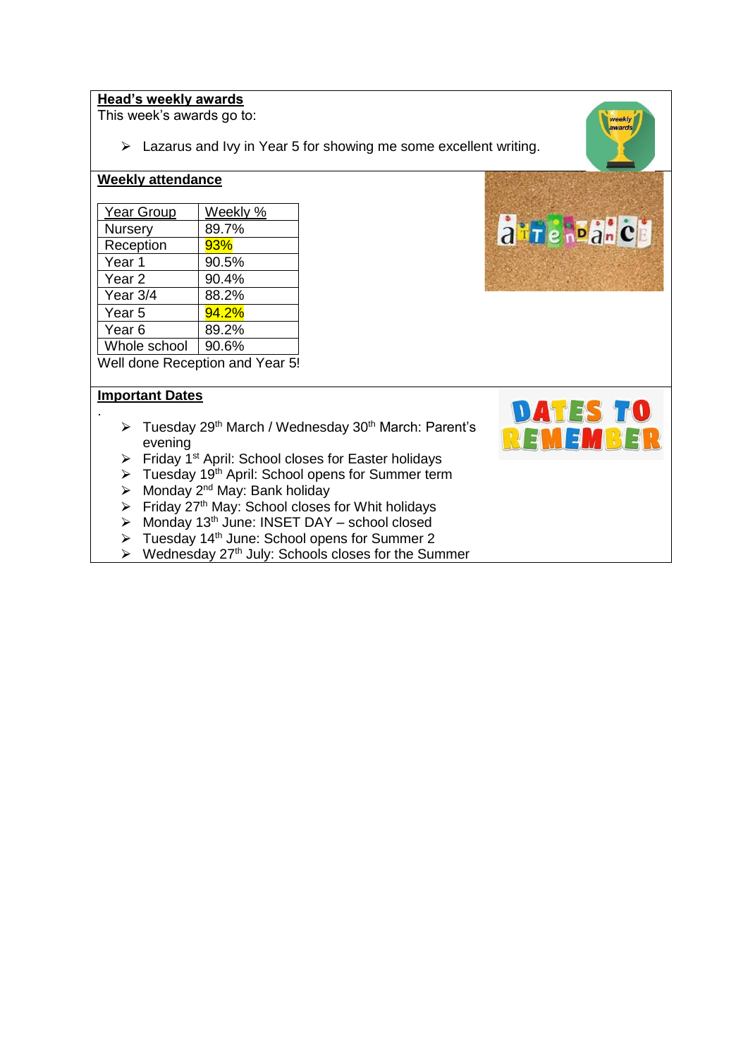## Head's weekly awards

This week's awards go to:

- Lazarus and Ivy in Year 5 for showing me some excellent writing.

## Weekly attendance

| Year Group | Weekly % |
|---|---|
| Nursery | 89.7% |
| Reception | 93% |
| Year 1 | 90.5% |
| Year 2 | 90.4% |
| Year 3/4 | 88.2% |
| Year 5 | 94.2% |
| Year 6 | 89.2% |
| Whole school | 90.6% |

Well done Reception and Year 5!

## Important Dates

.

- Tuesday 29th March / Wednesday 30th March: Parent's evening
- Friday 1st April: School closes for Easter holidays
- Tuesday 19th April: School opens for Summer term
- Monday 2nd May: Bank holiday
- Friday 27th May: School closes for Whit holidays
- Monday 13th June: INSET DAY – school closed
- Tuesday 14th June: School opens for Summer 2
- Wednesday 27th July: Schools closes for the Summer